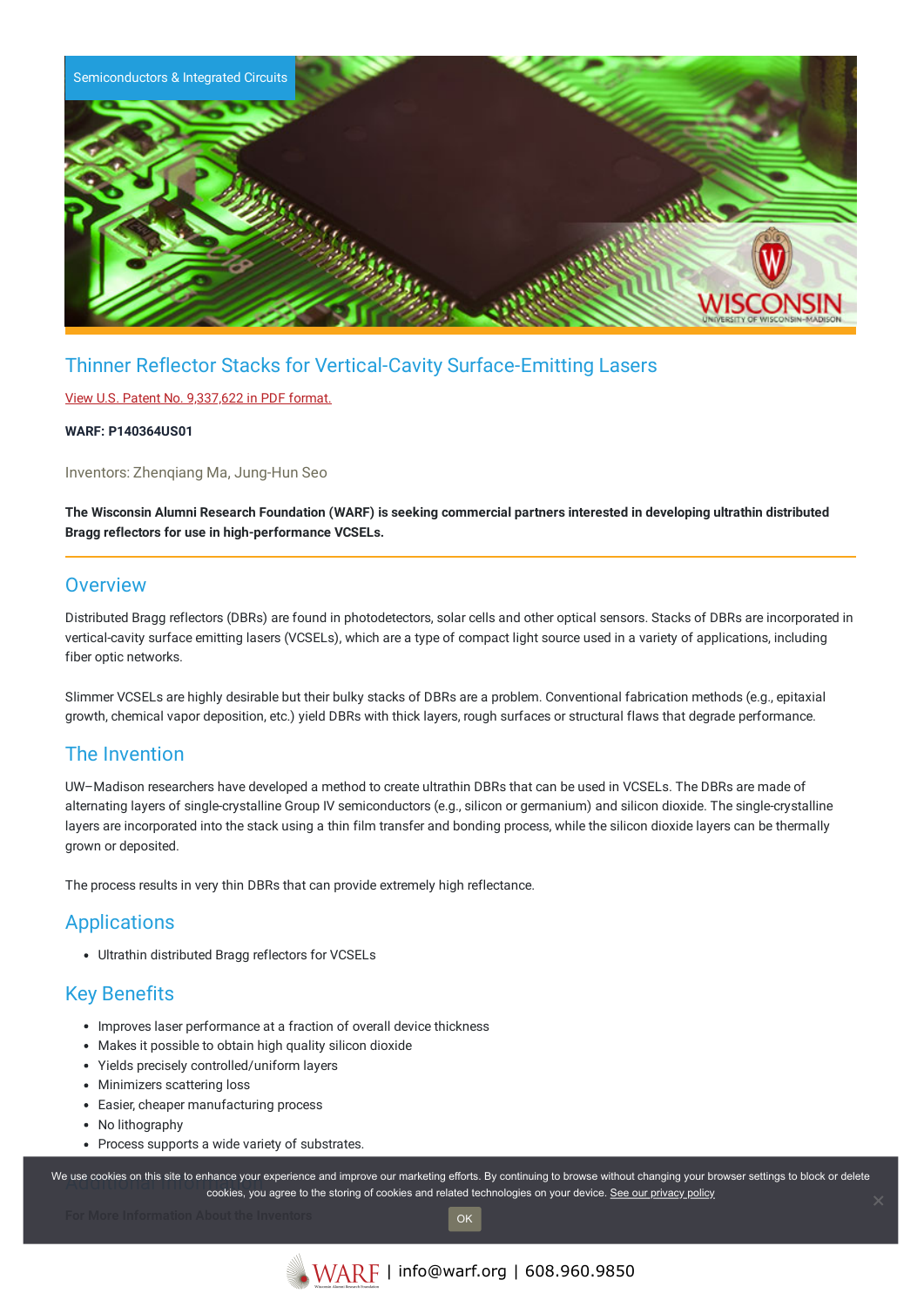Semiconductors & Integrated Circuits

# Thinner Reflector Stacks for Vertical-Cavity Surface-Emitting Lasers

View U.S. Patent No. 9,337,622 in PDF format.

**WARF: P140364US01**

Inventors: Zhenqiang Ma, Jung-Hun Seo

**The Wisconsin Alumni Research Foundation (WARF) is seeking commercial partners interested in developing ultrathin distributed Bragg reflectors for use in high-performance VCSELs.**

## Overview

Distributed Bragg reflectors (DBRs) are found in photodetectors, solar cells and other optical sensors. Stacks of DBRs are incorporated in vertical-cavity surface emitting lasers (VCSELs), which are a type of compact light source used in a variety of applications, including fiber optic networks.

Slimmer VCSELs are highly desirable but their bulky stacks of DBRs are a problem. Conventional fabrication methods (e.g., epitaxial growth, chemical vapor deposition, etc.) yield DBRs with thick layers, rough surfaces or structural flaws that degrade performance.

## The Invention

UW–Madison researchers have developed a method to create ultrathin DBRs that can be used in VCSELs. The DBRs are made of alternating layers of single-crystalline Group IV semiconductors (e.g., silicon or germanium) and silicon dioxide. The single-crystalline layers are incorporated into the stack using a thin film transfer and bonding process, while the silicon dioxide layers can be thermally grown or deposited.

The process results in very thin DBRs that can provide extremely high reflectance.

## Applications

- Ultrathin distributed Bragg reflectors for VCSELs

## Key Benefits

- Improves laser performance at a fraction of overall device thickness
- Makes it possible to obtain high quality silicon dioxide
- Yields precisely controlled/uniform layers
- Minimizers scattering loss
- Easier, cheaper manufacturing process
- No lithography
- Process supports a wide variety of substrates.

We use cookies on this site to enhance your experience and improve our marketing efforts. By continuing to browse without changing your browser settings to block or delete cookies, you agree to the storing of cookies and related technologies on your device. See our privacy policy

OK

WARF | info@warf.org | 608.960.9850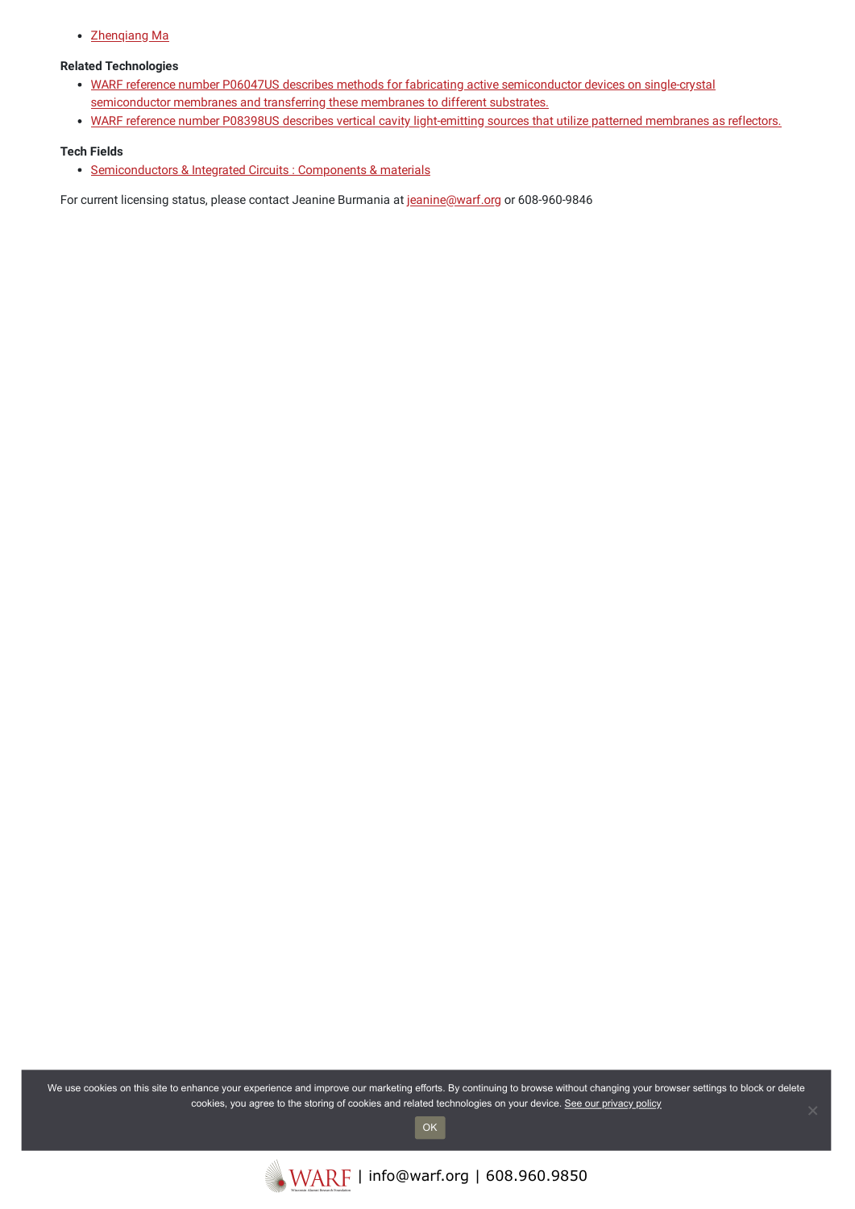- Zhenqiang Ma

**Related Technologies**

- WARF reference number P06047US describes methods for fabricating active semiconductor devices on single-crystal semiconductor membranes and transferring these membranes to different substrates.
- WARF reference number P08398US describes vertical cavity light-emitting sources that utilize patterned membranes as reflectors.

**Tech Fields**

- Semiconductors & Integrated Circuits : Components & materials

For current licensing status, please contact Jeanine Burmania at jeanine@warf.org or 608-960-9846